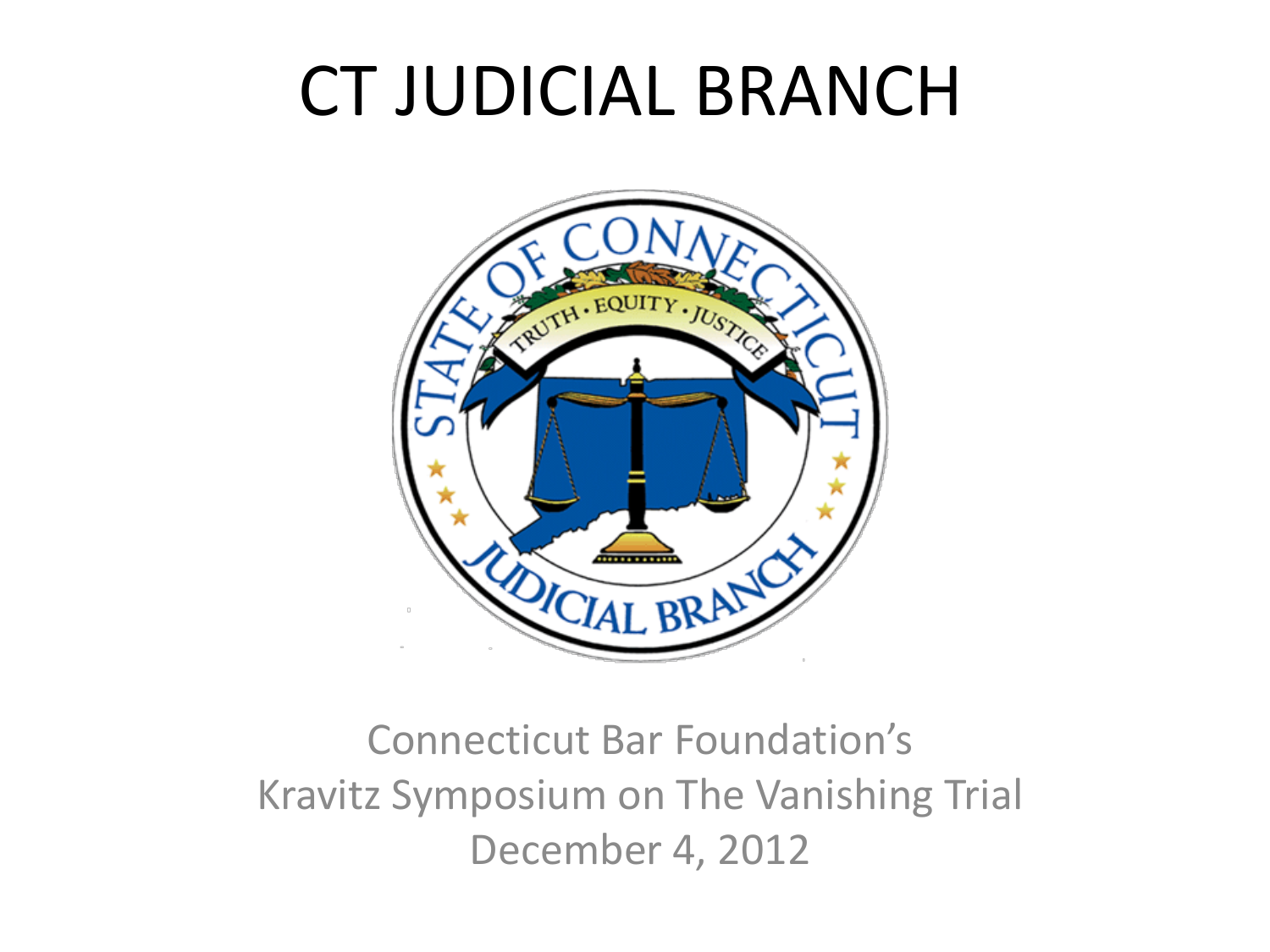# CT JUDICIAL BRANCH

Connecticut Bar Foundation's
Kravitz Symposium on The Vanishing Trial
December 4, 2012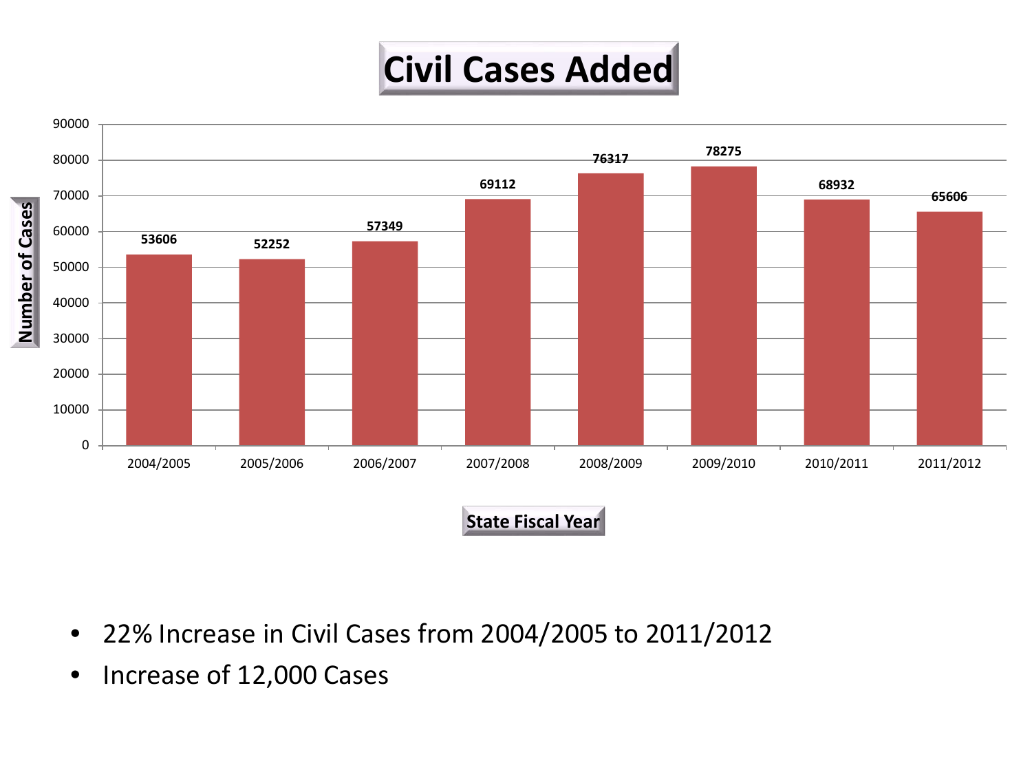# Civil Cases Added

| State Fiscal Year | Number of Cases |
| --- | --- |
| 2004/2005 | 53606 |
| 2005/2006 | 52252 |
| 2006/2007 | 57349 |
| 2007/2008 | 69112 |
| 2008/2009 | 76317 |
| 2009/2010 | 78275 |
| 2010/2011 | 68932 |
| 2011/2012 | 65606 |

- 22% Increase in Civil Cases from 2004/2005 to 2011/2012
- Increase of 12,000 Cases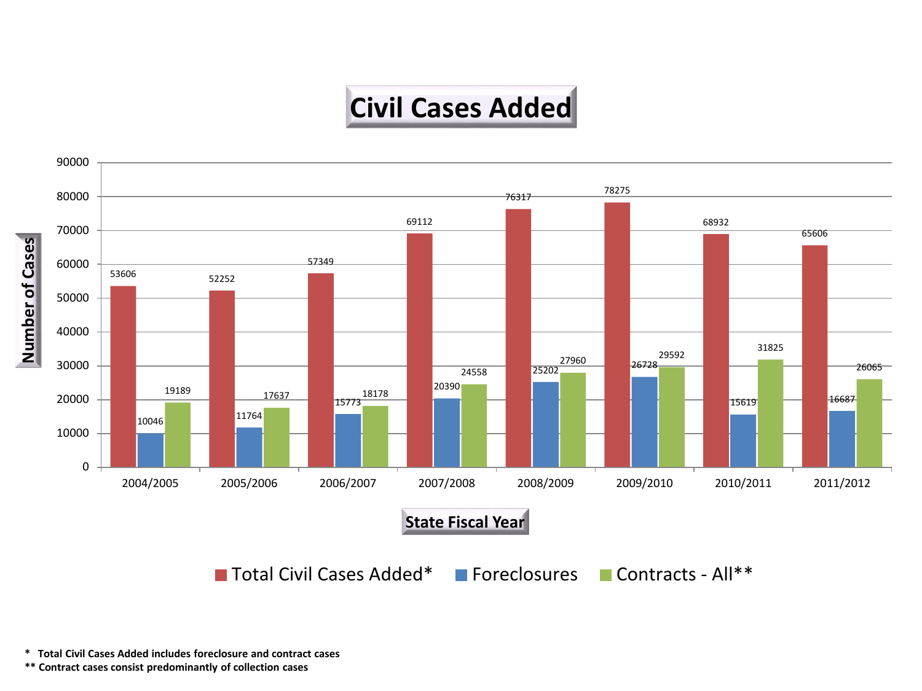# Civil Cases Added

| State Fiscal Year | Total Civil Cases Added* | Foreclosures | Contracts - All** |
|---|---|---|---|
| 2004/2005 | 53606 | 10046 | 19189 |
| 2005/2006 | 52252 | 11764 | 17637 |
| 2006/2007 | 57349 | 15773 | 18178 |
| 2007/2008 | 69112 | 20390 | 24558 |
| 2008/2009 | 76317 | 25202 | 27960 |
| 2009/2010 | 78275 | 26728 | 29592 |
| 2010/2011 | 68932 | 15619 | 31825 |
| 2011/2012 | 65606 | 16687 | 26065 |

**\* Total Civil Cases Added includes foreclosure and contract cases**

**\*\* Contract cases consist predominantly of collection cases**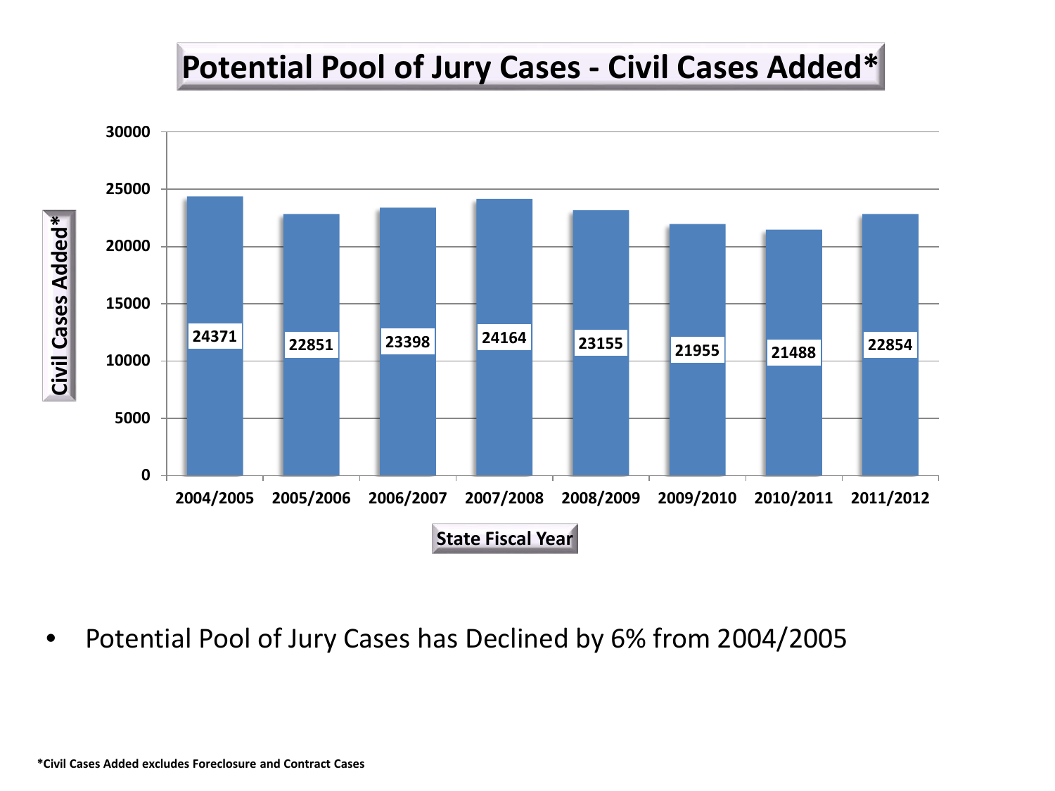# Potential Pool of Jury Cases - Civil Cases Added*

| State Fiscal Year | Civil Cases Added* |
| --- | --- |
| 2004/2005 | 24371 |
| 2005/2006 | 22851 |
| 2006/2007 | 23398 |
| 2007/2008 | 24164 |
| 2008/2009 | 23155 |
| 2009/2010 | 21955 |
| 2010/2011 | 21488 |
| 2011/2012 | 22854 |

- Potential Pool of Jury Cases has Declined by 6% from 2004/2005

**\*Civil Cases Added excludes Foreclosure and Contract Cases**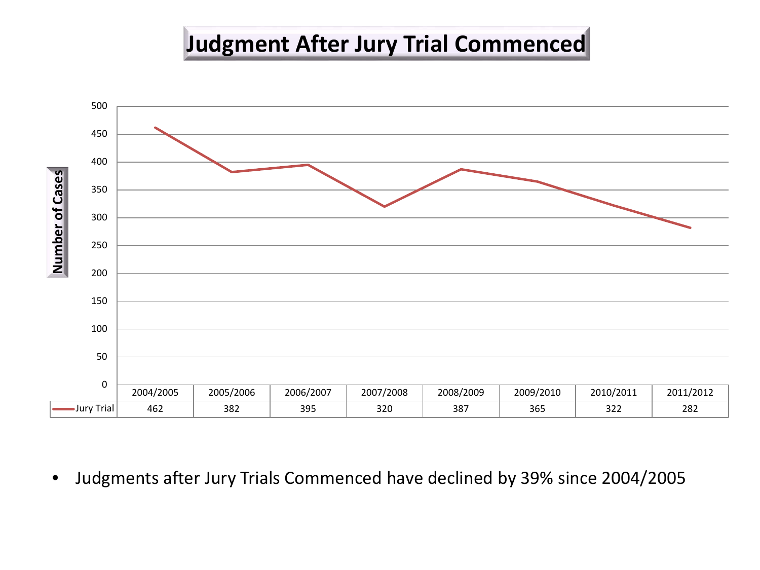# Judgment After Jury Trial Commenced

| | 2004/2005 | 2005/2006 | 2006/2007 | 2007/2008 | 2008/2009 | 2009/2010 | 2010/2011 | 2011/2012 |
|---|---|---|---|---|---|---|---|---|
| Jury Trial | 462 | 382 | 395 | 320 | 387 | 365 | 322 | 282 |

- Judgments after Jury Trials Commenced have declined by 39% since 2004/2005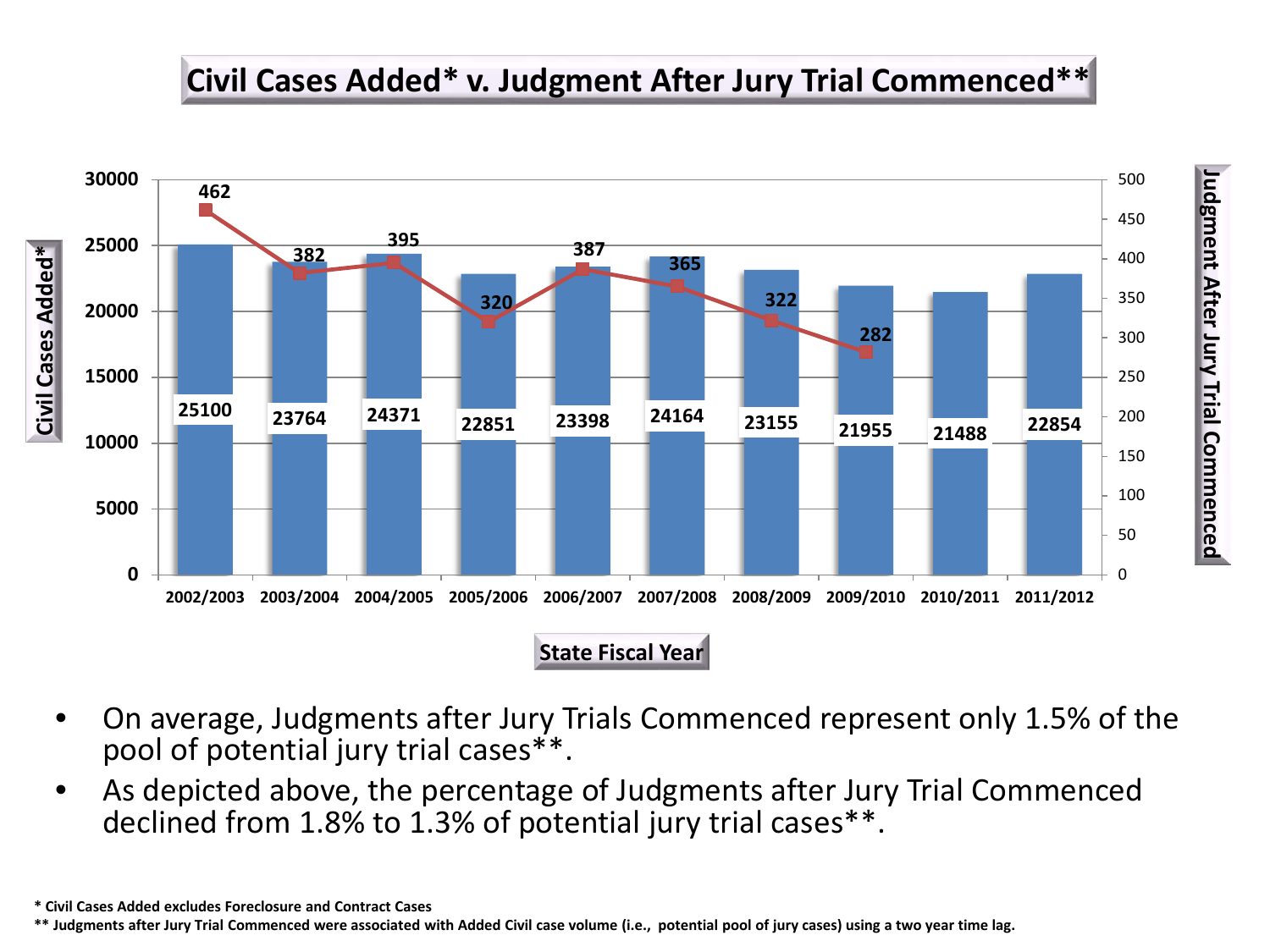# Civil Cases Added* v. Judgment After Jury Trial Commenced**

| State Fiscal Year | Civil Cases Added* | Judgment After Jury Trial Commenced |
|---|---|---|
| 2002/2003 | 25100 | 462 |
| 2003/2004 | 23764 | 382 |
| 2004/2005 | 24371 | 395 |
| 2005/2006 | 22851 | 320 |
| 2006/2007 | 23398 | 387 |
| 2007/2008 | 24164 | 365 |
| 2008/2009 | 23155 | 322 |
| 2009/2010 | 21955 | 282 |
| 2010/2011 | 21488 | |
| 2011/2012 | 22854 | |

- On average, Judgments after Jury Trials Commenced represent only 1.5% of the pool of potential jury trial cases**.
- As depicted above, the percentage of Judgments after Jury Trial Commenced declined from 1.8% to 1.3% of potential jury trial cases**.

**\* Civil Cases Added excludes Foreclosure and Contract Cases**

**\*\* Judgments after Jury Trial Commenced were associated with Added Civil case volume (i.e., potential pool of jury cases) using a two year time lag.**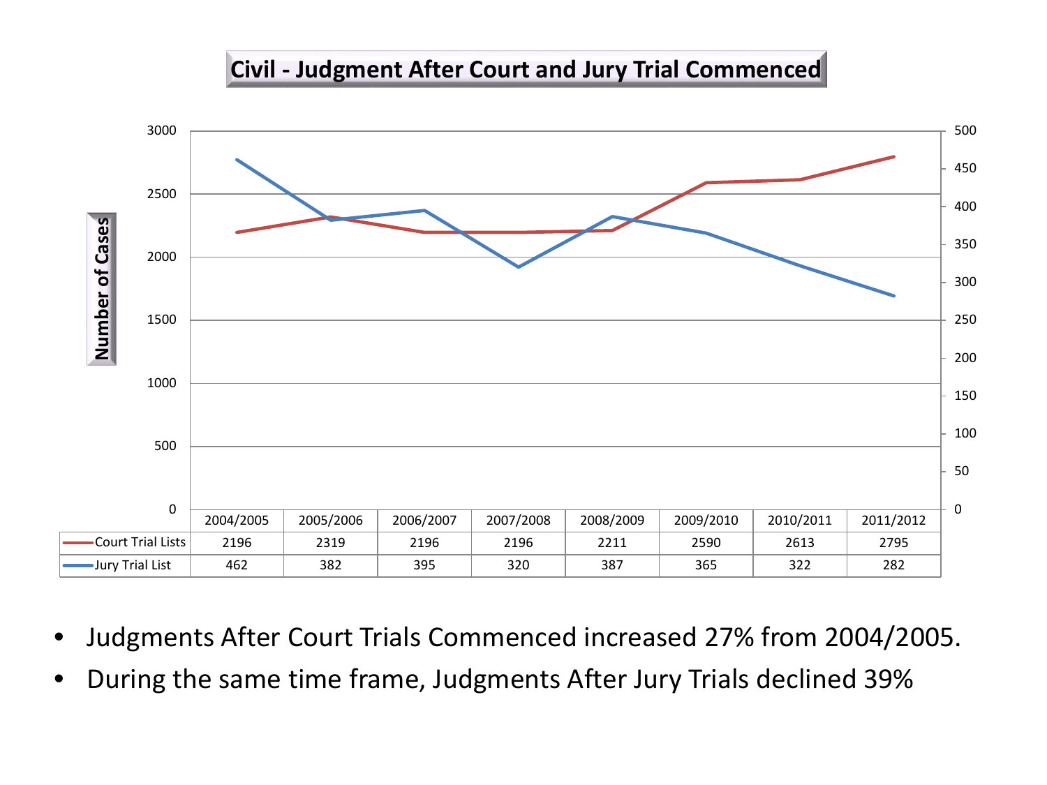# Civil - Judgment After Court and Jury Trial Commenced

| | 2004/2005 | 2005/2006 | 2006/2007 | 2007/2008 | 2008/2009 | 2009/2010 | 2010/2011 | 2011/2012 |
|---|---|---|---|---|---|---|---|---|
| Court Trial Lists | 2196 | 2319 | 2196 | 2196 | 2211 | 2590 | 2613 | 2795 |
| Jury Trial List | 462 | 382 | 395 | 320 | 387 | 365 | 322 | 282 |

- Judgments After Court Trials Commenced increased 27% from 2004/2005.
- During the same time frame, Judgments After Jury Trials declined 39%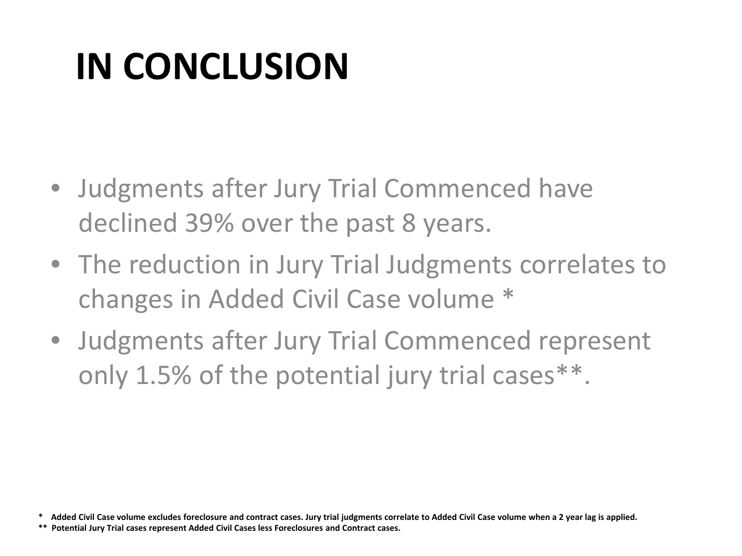# IN CONCLUSION

- Judgments after Jury Trial Commenced have declined 39% over the past 8 years.
- The reduction in Jury Trial Judgments correlates to changes in Added Civil Case volume *
- Judgments after Jury Trial Commenced represent only 1.5% of the potential jury trial cases**.

**\* Added Civil Case volume excludes foreclosure and contract cases. Jury trial judgments correlate to Added Civil Case volume when a 2 year lag is applied.**

**\*\* Potential Jury Trial cases represent Added Civil Cases less Foreclosures and Contract cases.**